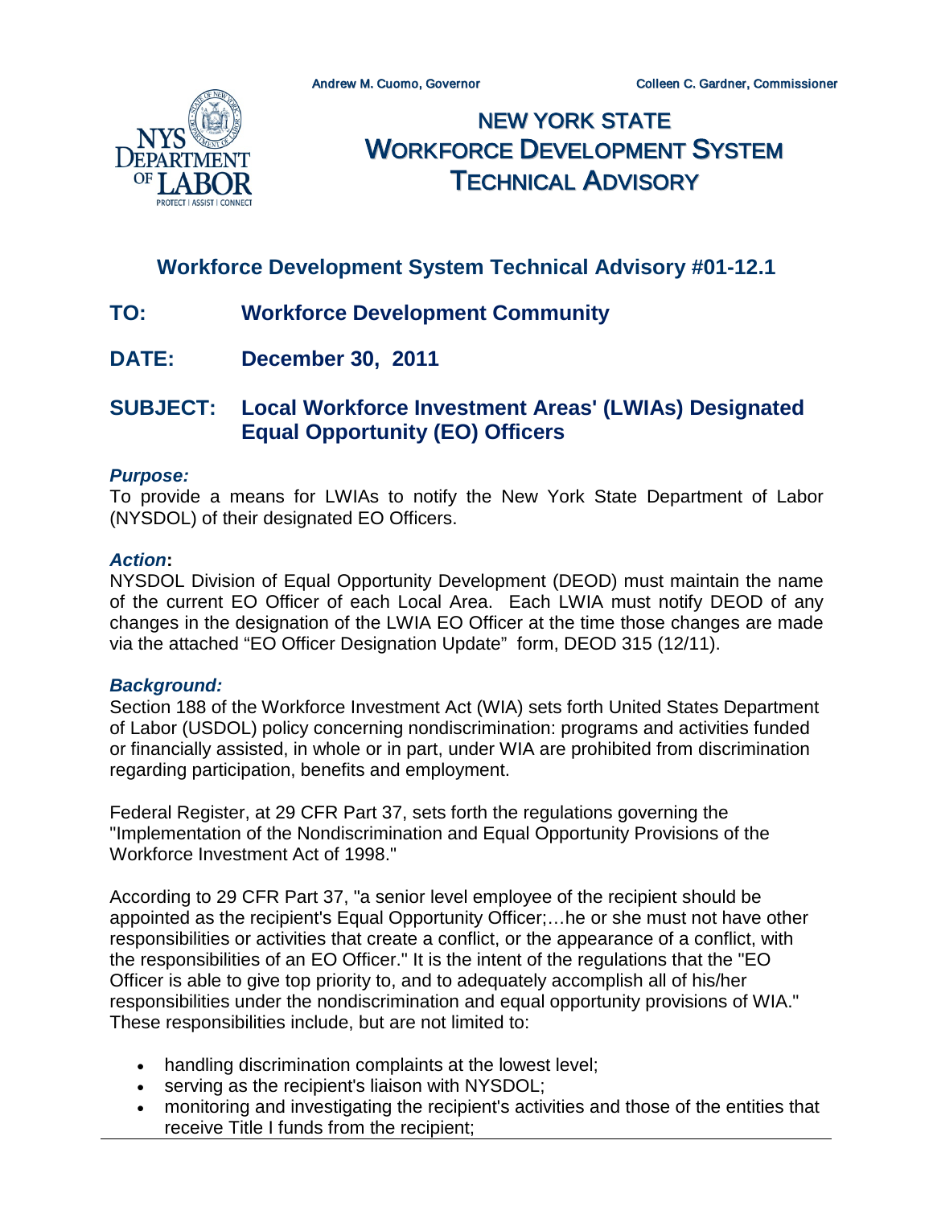Andrew M. Cuomo, Governor  Colleen C. Gardner, Commissioner

# NEW YORK STATE WORKFORCE DEVELOPMENT SYSTEM TECHNICAL ADVISORY

## Workforce Development System Technical Advisory #01-12.1

**TO:** **Workforce Development Community**

**DATE:** **December 30, 2011**

**SUBJECT:** **Local Workforce Investment Areas' (LWIAs) Designated Equal Opportunity (EO) Officers**

***Purpose:***
To provide a means for LWIAs to notify the New York State Department of Labor (NYSDOL) of their designated EO Officers.

***Action*:**
NYSDOL Division of Equal Opportunity Development (DEOD) must maintain the name of the current EO Officer of each Local Area. Each LWIA must notify DEOD of any changes in the designation of the LWIA EO Officer at the time those changes are made via the attached "EO Officer Designation Update" form, DEOD 315 (12/11).

***Background:***
Section 188 of the Workforce Investment Act (WIA) sets forth United States Department of Labor (USDOL) policy concerning nondiscrimination: programs and activities funded or financially assisted, in whole or in part, under WIA are prohibited from discrimination regarding participation, benefits and employment.

Federal Register, at 29 CFR Part 37, sets forth the regulations governing the "Implementation of the Nondiscrimination and Equal Opportunity Provisions of the Workforce Investment Act of 1998."

According to 29 CFR Part 37, "a senior level employee of the recipient should be appointed as the recipient's Equal Opportunity Officer;…he or she must not have other responsibilities or activities that create a conflict, or the appearance of a conflict, with the responsibilities of an EO Officer." It is the intent of the regulations that the "EO Officer is able to give top priority to, and to adequately accomplish all of his/her responsibilities under the nondiscrimination and equal opportunity provisions of WIA." These responsibilities include, but are not limited to:

- handling discrimination complaints at the lowest level;
- serving as the recipient's liaison with NYSDOL;
- monitoring and investigating the recipient's activities and those of the entities that receive Title I funds from the recipient;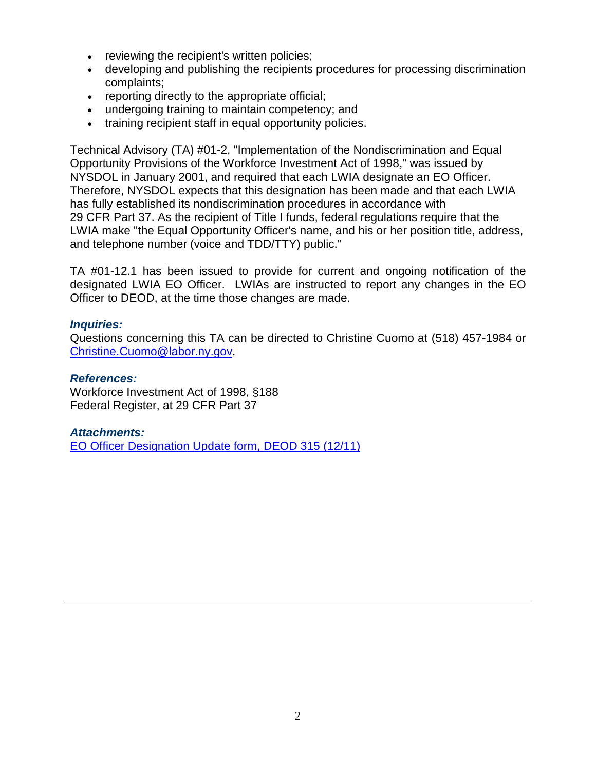- reviewing the recipient's written policies;
- developing and publishing the recipients procedures for processing discrimination complaints;
- reporting directly to the appropriate official;
- undergoing training to maintain competency; and
- training recipient staff in equal opportunity policies.

Technical Advisory (TA) #01-2, "Implementation of the Nondiscrimination and Equal Opportunity Provisions of the Workforce Investment Act of 1998," was issued by NYSDOL in January 2001, and required that each LWIA designate an EO Officer. Therefore, NYSDOL expects that this designation has been made and that each LWIA has fully established its nondiscrimination procedures in accordance with 29 CFR Part 37. As the recipient of Title I funds, federal regulations require that the LWIA make "the Equal Opportunity Officer's name, and his or her position title, address, and telephone number (voice and TDD/TTY) public."

TA #01-12.1 has been issued to provide for current and ongoing notification of the designated LWIA EO Officer. LWIAs are instructed to report any changes in the EO Officer to DEOD, at the time those changes are made.

### *Inquiries:*

Questions concerning this TA can be directed to Christine Cuomo at (518) 457-1984 or Christine.Cuomo@labor.ny.gov.

### *References:*

Workforce Investment Act of 1998, §188
Federal Register, at 29 CFR Part 37

### *Attachments:*

EO Officer Designation Update form, DEOD 315 (12/11)